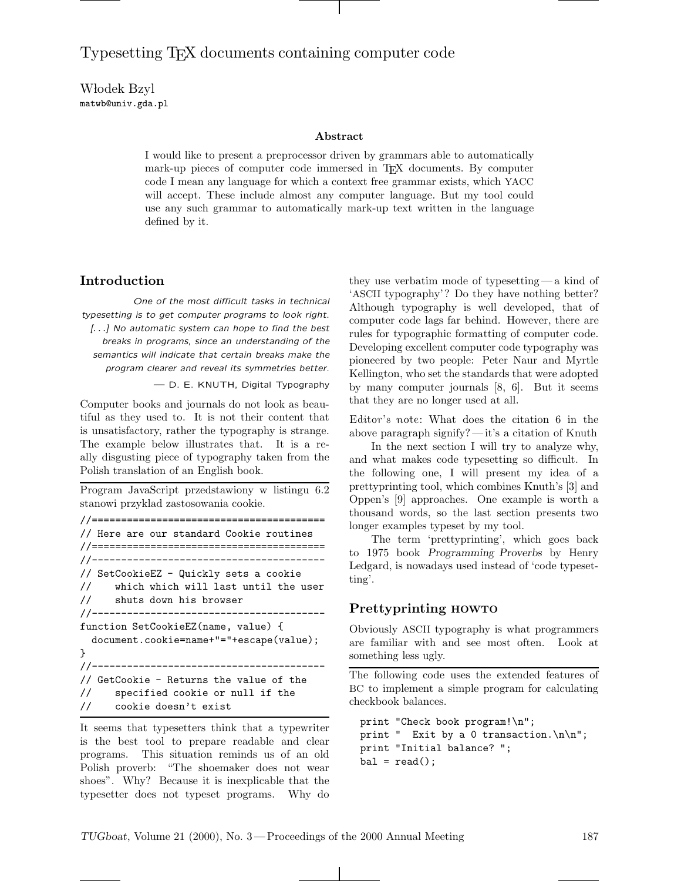# Typesetting TEX documents containing computer code

Włodek Bzyl
matwb@univ.gda.pl

### Abstract

I would like to present a preprocessor driven by grammars able to automatically mark-up pieces of computer code immersed in TEX documents. By computer code I mean any language for which a context free grammar exists, which YACC will accept. These include almost any computer language. But my tool could use any such grammar to automatically mark-up text written in the language defined by it.

## Introduction

> *One of the most difficult tasks in technical typesetting is to get computer programs to look right. [...] No automatic system can hope to find the best breaks in programs, since an understanding of the semantics will indicate that certain breaks make the program clearer and reveal its symmetries better.*
>
> — D. E. KNUTH, *Digital Typography*

Computer books and journals do not look as beautiful as they used to. It is not their content that is unsatisfactory, rather the typography is strange. The example below illustrates that. It is a really disgusting piece of typography taken from the Polish translation of an English book.

Program JavaScript przedstawiony w listingu 6.2 stanowi przyklad zastosowania cookie.

```
//========================================
// Here are our standard Cookie routines
//========================================
//----------------------------------------
// SetCookieEZ - Quickly sets a cookie
//    which which will last until the user
//    shuts down his browser
//----------------------------------------
function SetCookieEZ(name, value) {
  document.cookie=name+"="+escape(value);
}
//----------------------------------------
// GetCookie - Returns the value of the
//    specified cookie or null if the
//    cookie doesn't exist
```

It seems that typesetters think that a typewriter is the best tool to prepare readable and clear programs. This situation reminds us of an old Polish proverb: "The shoemaker does not wear shoes". Why? Because it is inexplicable that the typesetter does not typeset programs. Why do they use verbatim mode of typesetting — a kind of 'ASCII typography'? Do they have nothing better? Although typography is well developed, that of computer code lags far behind. However, there are rules for typographic formatting of computer code. Developing excellent computer code typography was pioneered by two people: Peter Naur and Myrtle Kellington, who set the standards that were adopted by many computer journals [8, 6]. But it seems that they are no longer used at all.

Editor's note: What does the citation 6 in the above paragraph signify? — it's a citation of Knuth

In the next section I will try to analyze why, and what makes code typesetting so difficult. In the following one, I will present my idea of a prettyprinting tool, which combines Knuth's [3] and Oppen's [9] approaches. One example is worth a thousand words, so the last section presents two longer examples typeset by my tool.

The term 'prettyprinting', which goes back to 1975 book *Programming Proverbs* by Henry Ledgard, is nowadays used instead of 'code typesetting'.

## Prettyprinting HOWTO

Obviously ASCII typography is what programmers are familiar with and see most often. Look at something less ugly.

The following code uses the extended features of BC to implement a simple program for calculating checkbook balances.

```
print "Check book program!\n";
print "  Exit by a 0 transaction.\n\n";
print "Initial balance? ";
bal = read();
```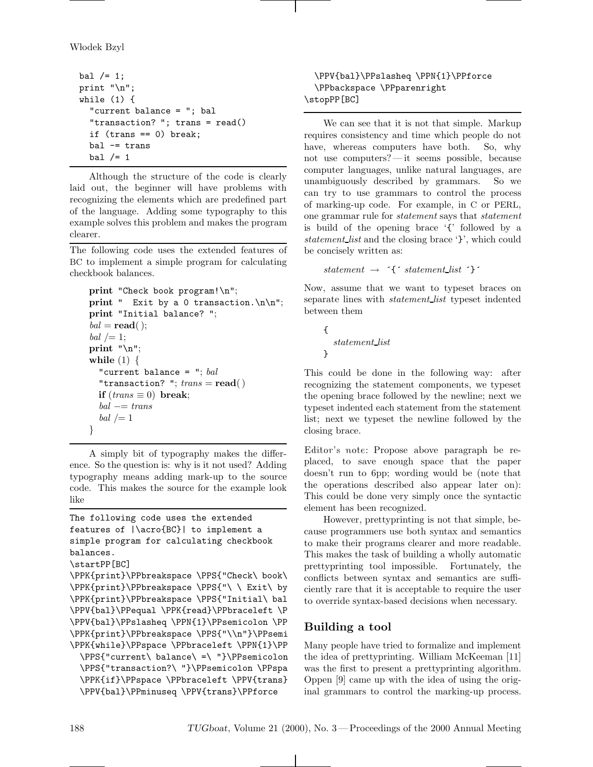```
bal /= 1;
print "\n";
while (1) {
  "current balance = "; bal
  "transaction? "; trans = read()
  if (trans == 0) break;
  bal -= trans
  bal /= 1
```

Although the structure of the code is clearly laid out, the beginner will have problems with recognizing the elements which are predefined part of the language. Adding some typography to this example solves this problem and makes the program clearer.

---

The following code uses the extended features of BC to implement a simple program for calculating checkbook balances.

> **print** "Check book program!\n";
> **print** "  Exit by a 0 transaction.\n\n";
> **print** "Initial balance? ";
> *bal* = **read**( );
> *bal* /= 1;
> **print** "\n";
> **while** (1) {
>   "current balance = "; *bal*
>   "transaction? "; *trans* = **read**( )
>   **if** (*trans* ≡ 0) **break**;
>   *bal* −= *trans*
>   *bal* /= 1
> }

---

A simply bit of typography makes the difference. So the question is: why is it not used? Adding typography means adding mark-up to the source code. This makes the source for the example look like

```
The following code uses the extended
features of |\acro{BC}| to implement a
simple program for calculating checkbook
balances.
\startPP[BC]
\PPK{print}\PPbreakspace \PPS{"Check\ book\
\PPK{print}\PPbreakspace \PPS{"\ \ Exit\ by
\PPK{print}\PPbreakspace \PPS{"Initial\ bal
\PPV{bal}\PPequal \PPK{read}\PPbraceleft \P
\PPV{bal}\PPslasheq \PPN{1}\PPsemicolon \PP
\PPK{print}\PPbreakspace \PPS{"\\n"}\PPsemi
\PPK{while}\PPspace \PPbraceleft \PPN{1}\PP
  \PPS{"current\ balance\ =\ "}\PPsemicolon
  \PPS{"transaction?\ "}\PPsemicolon \PPspa
  \PPK{if}\PPspace \PPbraceleft \PPV{trans}
  \PPV{bal}\PPminuseq \PPV{trans}\PPforce
  \PPV{bal}\PPslasheq \PPN{1}\PPforce
  \PPbackspace \PPparenright
\stopPP[BC]
```

We can see that it is not that simple. Markup requires consistency and time which people do not have, whereas computers have both. So, why not use computers? — it seems possible, because computer languages, unlike natural languages, are unambiguously described by grammars. So we can try to use grammars to control the process of marking-up code. For example, in C or PERL, one grammar rule for *statement* says that *statement* is build of the opening brace '{' followed by a *statement_list* and the closing brace '}', which could be concisely written as:

> *statement* → '{' *statement_list* '}'

Now, assume that we want to typeset braces on separate lines with *statement_list* typeset indented between them

> {
>   *statement_list*
> }

This could be done in the following way: after recognizing the statement components, we typeset the opening brace followed by the newline; next we typeset indented each statement from the statement list; next we typeset the newline followed by the closing brace.

Editor's note: Propose above paragraph be replaced, to save enough space that the paper doesn't run to 6pp; wording would be (note that the operations described also appear later on): This could be done very simply once the syntactic element has been recognized.

However, prettyprinting is not that simple, because programmers use both syntax and semantics to make their programs clearer and more readable. This makes the task of building a wholly automatic prettyprinting tool impossible. Fortunately, the conflicts between syntax and semantics are sufficiently rare that it is acceptable to require the user to override syntax-based decisions when necessary.

## Building a tool

Many people have tried to formalize and implement the idea of prettyprinting. William McKeeman [11] was the first to present a prettyprinting algorithm. Oppen [9] came up with the idea of using the original grammars to control the marking-up process.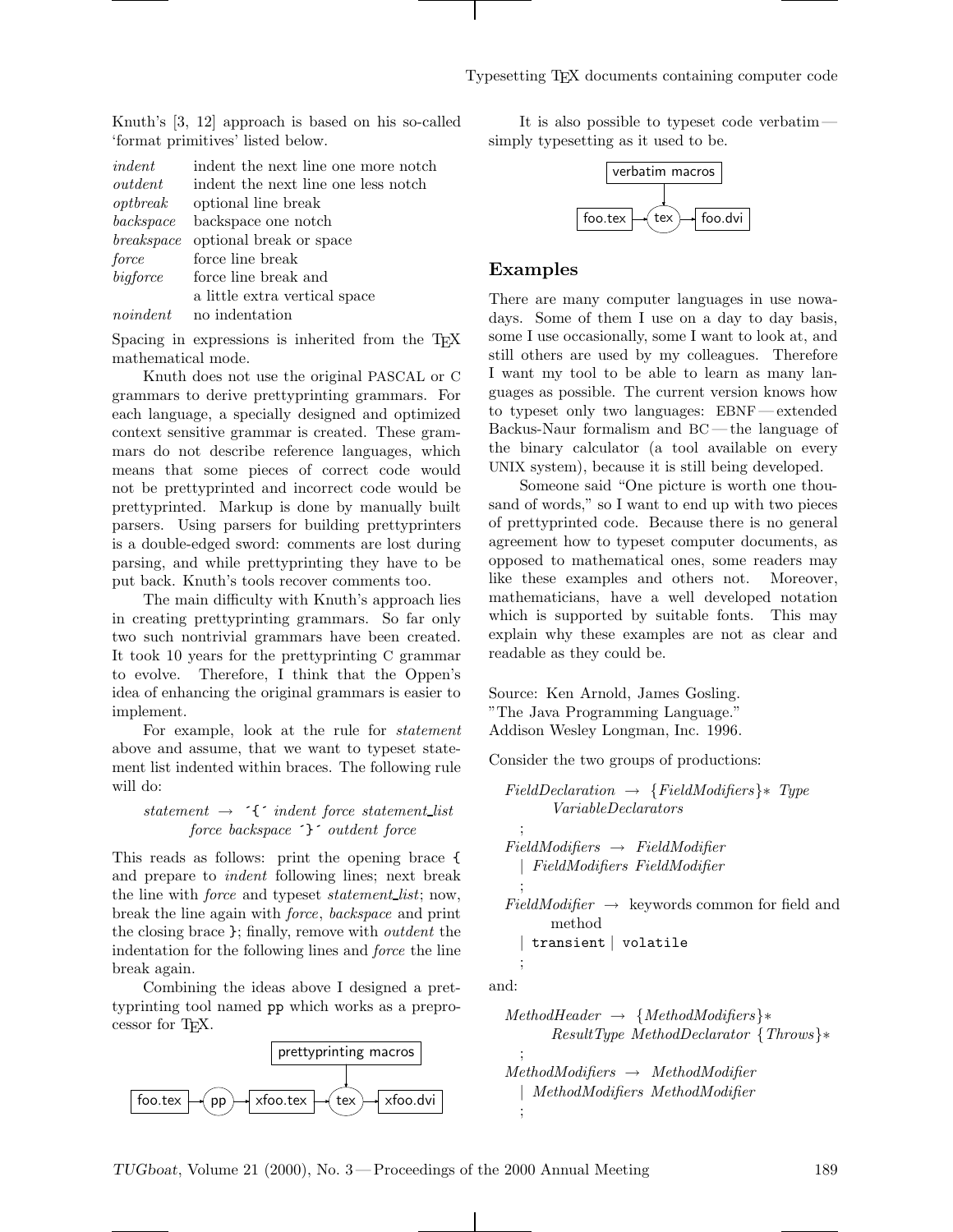Knuth's [3, 12] approach is based on his so-called 'format primitives' listed below.

| | |
|---|---|
| *indent* | indent the next line one more notch |
| *outdent* | indent the next line one less notch |
| *optbreak* | optional line break |
| *backspace* | backspace one notch |
| *breakspace* | optional break or space |
| *force* | force line break |
| *bigforce* | force line break and a little extra vertical space |
| *noindent* | no indentation |

Spacing in expressions is inherited from the TEX mathematical mode.

Knuth does not use the original PASCAL or C grammars to derive prettyprinting grammars. For each language, a specially designed and optimized context sensitive grammar is created. These grammars do not describe reference languages, which means that some pieces of correct code would not be prettyprinted and incorrect code would be prettyprinted. Markup is done by manually built parsers. Using parsers for building prettyprinters is a double-edged sword: comments are lost during parsing, and while prettyprinting they have to be put back. Knuth's tools recover comments too.

The main difficulty with Knuth's approach lies in creating prettyprinting grammars. So far only two such nontrivial grammars have been created. It took 10 years for the prettyprinting C grammar to evolve. Therefore, I think that the Oppen's idea of enhancing the original grammars is easier to implement.

For example, look at the rule for *statement* above and assume, that we want to typeset statement list indented within braces. The following rule will do:

> *statement* → `{` *indent force statement_list force backspace* `}` *outdent force*

This reads as follows: print the opening brace `{` and prepare to *indent* following lines; next break the line with *force* and typeset *statement_list*; now, break the line again with *force*, *backspace* and print the closing brace `}`; finally, remove with *outdent* the indentation for the following lines and *force* the line break again.

Combining the ideas above I designed a prettyprinting tool named `pp` which works as a preprocessor for TEX.

```
                         prettyprinting macros
                                   |
foo.tex --> (pp) --> xfoo.tex --> (tex) --> xfoo.dvi
```

It is also possible to typeset code verbatim—simply typesetting as it used to be.

```
          verbatim macros
                |
foo.tex --> (tex) --> foo.dvi
```

## Examples

There are many computer languages in use nowadays. Some of them I use on a day to day basis, some I use occasionally, some I want to look at, and still others are used by my colleagues. Therefore I want my tool to be able to learn as many languages as possible. The current version knows how to typeset only two languages: EBNF—extended Backus-Naur formalism and BC—the language of the binary calculator (a tool available on every UNIX system), because it is still being developed.

Someone said "One picture is worth one thousand of words," so I want to end up with two pieces of prettyprinted code. Because there is no general agreement how to typeset computer documents, as opposed to mathematical ones, some readers may like these examples and others not. Moreover, mathematicians, have a well developed notation which is supported by suitable fonts. This may explain why these examples are not as clear and readable as they could be.

Source: Ken Arnold, James Gosling.
"The Java Programming Language."
Addison Wesley Longman, Inc. 1996.

Consider the two groups of productions:

> *FieldDeclaration* → {*FieldModifiers*}∗ *Type VariableDeclarators*
> ;
> *FieldModifiers* → *FieldModifier*
> | *FieldModifiers FieldModifier*
> ;
> *FieldModifier* → keywords common for field and method
> | `transient` | `volatile`
> ;

and:

> *MethodHeader* → {*MethodModifiers*}∗ *ResultType MethodDeclarator* {*Throws*}∗
> ;
> *MethodModifiers* → *MethodModifier*
> | *MethodModifiers MethodModifier*
> ;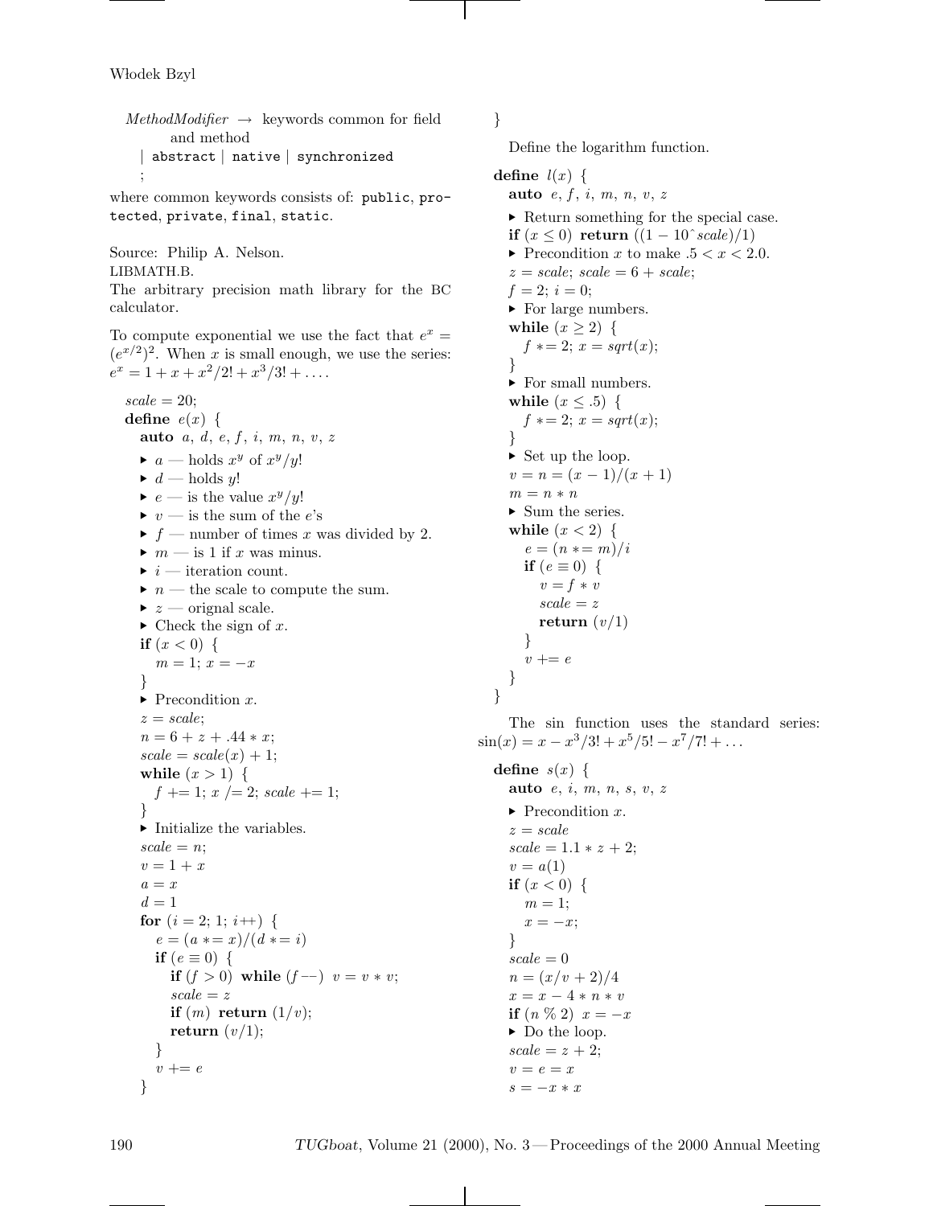*MethodModifier* → keywords common for field and method
  | `abstract` | `native` | `synchronized`
  ;

where common keywords consists of: `public`, `protected`, `private`, `final`, `static`.

Source: Philip A. Nelson.
LIBMATH.B.
The arbitrary precision math library for the BC calculator.

To compute exponential we use the fact that $e^x = (e^{x/2})^2$. When $x$ is small enough, we use the series: $e^x = 1 + x + x^2/2! + x^3/3! + \ldots$.

```
scale = 20;
define e(x) {
  auto a, d, e, f, i, m, n, v, z
  ▸ a — holds x^y of x^y/y!
  ▸ d — holds y!
  ▸ e — is the value x^y/y!
  ▸ v — is the sum of the e's
  ▸ f — number of times x was divided by 2.
  ▸ m — is 1 if x was minus.
  ▸ i — iteration count.
  ▸ n — the scale to compute the sum.
  ▸ z — orignal scale.
  ▸ Check the sign of x.
  if (x < 0) {
    m = 1; x = -x
  }
  ▸ Precondition x.
  z = scale;
  n = 6 + z + .44 * x;
  scale = scale(x) + 1;
  while (x > 1) {
    f += 1; x /= 2; scale += 1;
  }
  ▸ Initialize the variables.
  scale = n;
  v = 1 + x
  a = x
  d = 1
  for (i = 2; 1; i++) {
    e = (a *= x)/(d *= i)
    if (e ≡ 0) {
      if (f > 0) while (f--) v = v * v;
      scale = z
      if (m) return (1/v);
      return (v/1);
    }
    v += e
  }
}
```

Define the logarithm function.

```
define l(x) {
  auto e, f, i, m, n, v, z
  ▸ Return something for the special case.
  if (x ≤ 0) return ((1 − 10^scale)/1)
  ▸ Precondition x to make .5 < x < 2.0.
  z = scale; scale = 6 + scale;
  f = 2; i = 0;
  ▸ For large numbers.
  while (x ≥ 2) {
    f *= 2; x = sqrt(x);
  }
  ▸ For small numbers.
  while (x ≤ .5) {
    f *= 2; x = sqrt(x);
  }
  ▸ Set up the loop.
  v = n = (x − 1)/(x + 1)
  m = n * n
  ▸ Sum the series.
  while (x < 2) {
    e = (n *= m)/i
    if (e ≡ 0) {
      v = f * v
      scale = z
      return (v/1)
    }
    v += e
  }
}
```

The sin function uses the standard series: $\sin(x) = x - x^3/3! + x^5/5! - x^7/7! + \ldots$

```
define s(x) {
  auto e, i, m, n, s, v, z
  ▸ Precondition x.
  z = scale
  scale = 1.1 * z + 2;
  v = a(1)
  if (x < 0) {
    m = 1;
    x = −x;
  }
  scale = 0
  n = (x/v + 2)/4
  x = x − 4 * n * v
  if (n % 2) x = −x
  ▸ Do the loop.
  scale = z + 2;
  v = e = x
  s = −x * x
```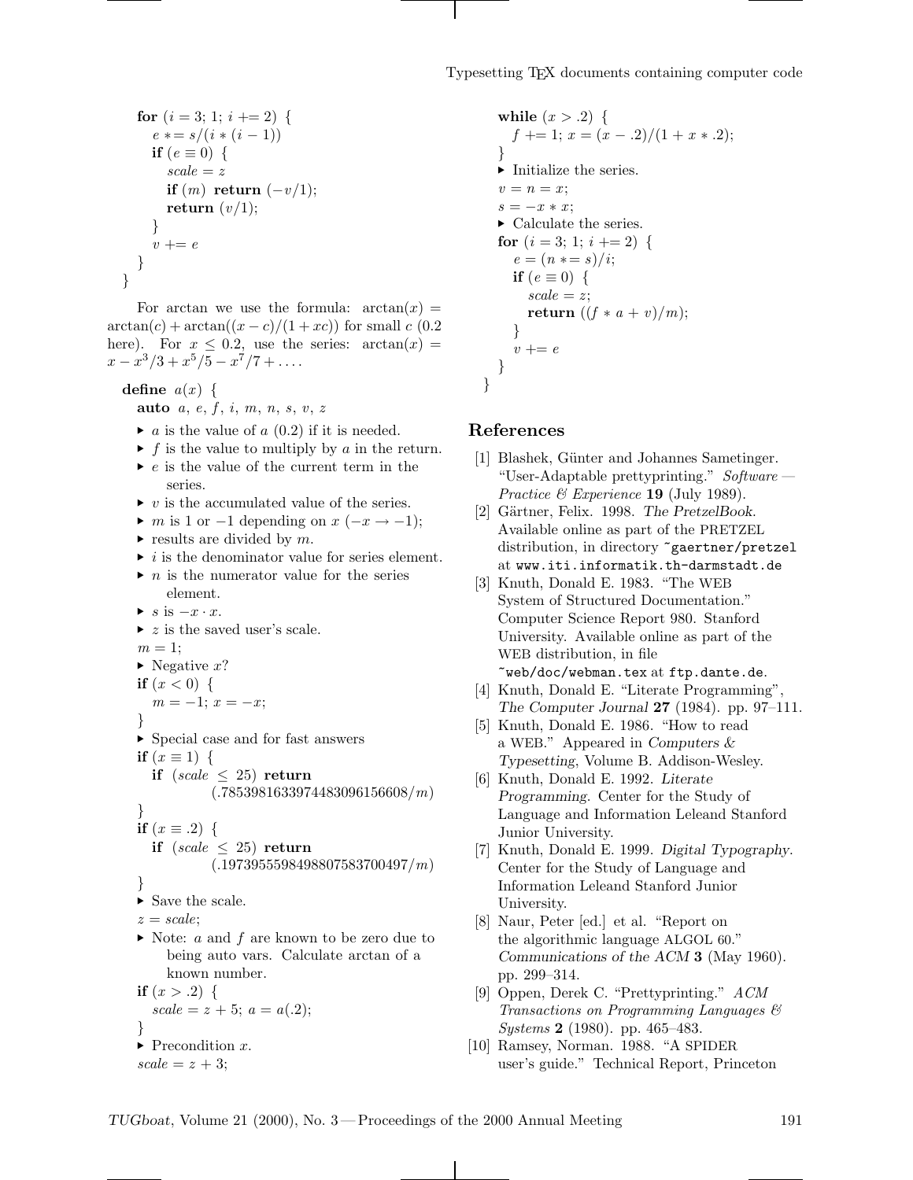```
    for (i = 3; 1; i += 2) {
      e *= s/(i * (i − 1))
      if (e ≡ 0) {
        scale = z
        if (m) return (−v/1);
        return (v/1);
      }
      v += e
    }
  }
```

For arctan we use the formula: $\arctan(x) = \arctan(c) + \arctan((x - c)/(1 + xc))$ for small $c$ (0.2 here). For $x \leq 0.2$, use the series: $\arctan(x) = x - x^3/3 + x^5/5 - x^7/7 + \ldots$.

```
define a(x) {
  auto a, e, f, i, m, n, s, v, z
  ▸ a is the value of a (0.2) if it is needed.
  ▸ f is the value to multiply by a in the return.
  ▸ e is the value of the current term in the
      series.
  ▸ v is the accumulated value of the series.
  ▸ m is 1 or −1 depending on x (−x → −1);
  ▸ results are divided by m.
  ▸ i is the denominator value for series element.
  ▸ n is the numerator value for the series
      element.
  ▸ s is −x · x.
  ▸ z is the saved user's scale.
  m = 1;
  ▸ Negative x?
  if (x < 0) {
    m = −1; x = −x;
  }
  ▸ Special case and for fast answers
  if (x ≡ 1) {
    if (scale ≤ 25) return
          (.7853981633974483096156608/m)
  }
  if (x ≡ .2) {
    if (scale ≤ 25) return
          (.1973955598498807583700497/m)
  }
  ▸ Save the scale.
  z = scale;
  ▸ Note: a and f are known to be zero due to
      being auto vars. Calculate arctan of a
      known number.
  if (x > .2) {
    scale = z + 5; a = a(.2);
  }
  ▸ Precondition x.
  scale = z + 3;
  while (x > .2) {
    f += 1; x = (x − .2)/(1 + x * .2);
  }
  ▸ Initialize the series.
  v = n = x;
  s = −x * x;
  ▸ Calculate the series.
  for (i = 3; 1; i += 2) {
    e = (n *= s)/i;
    if (e ≡ 0) {
      scale = z;
      return ((f * a + v)/m);
    }
    v += e
  }
}
```

## References

[1] Blashek, Günter and Johannes Sametinger. "User-Adaptable prettyprinting." *Software — Practice & Experience* **19** (July 1989).

[2] Gärtner, Felix. 1998. *The PretzelBook*. Available online as part of the PRETZEL distribution, in directory `~gaertner/pretzel` at `www.iti.informatik.th-darmstadt.de`

[3] Knuth, Donald E. 1983. "The WEB System of Structured Documentation." Computer Science Report 980. Stanford University. Available online as part of the WEB distribution, in file `~web/doc/webman.tex` at `ftp.dante.de`.

[4] Knuth, Donald E. "Literate Programming", *The Computer Journal* **27** (1984). pp. 97–111.

[5] Knuth, Donald E. 1986. "How to read a WEB." Appeared in *Computers & Typesetting*, Volume B. Addison-Wesley.

[6] Knuth, Donald E. 1992. *Literate Programming*. Center for the Study of Language and Information Leleand Stanford Junior University.

[7] Knuth, Donald E. 1999. *Digital Typography*. Center for the Study of Language and Information Leleand Stanford Junior University.

[8] Naur, Peter [ed.] et al. "Report on the algorithmic language ALGOL 60." *Communications of the ACM* **3** (May 1960). pp. 299–314.

[9] Oppen, Derek C. "Prettyprinting." *ACM Transactions on Programming Languages & Systems* **2** (1980). pp. 465–483.

[10] Ramsey, Norman. 1988. "A SPIDER user's guide." Technical Report, Princeton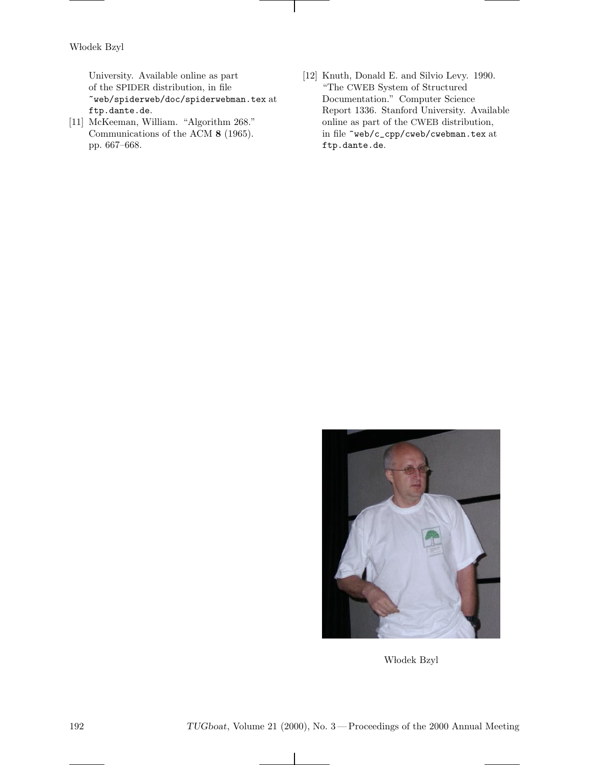University. Available online as part of the SPIDER distribution, in file `~web/spiderweb/doc/spiderwebman.tex` at `ftp.dante.de`.

[11] McKeeman, William. "Algorithm 268." Communications of the ACM **8** (1965). pp. 667–668.

[12] Knuth, Donald E. and Silvio Levy. 1990. "The CWEB System of Structured Documentation." Computer Science Report 1336. Stanford University. Available online as part of the CWEB distribution, in file `~web/c_cpp/cweb/cwebman.tex` at `ftp.dante.de`.

Włodek Bzyl